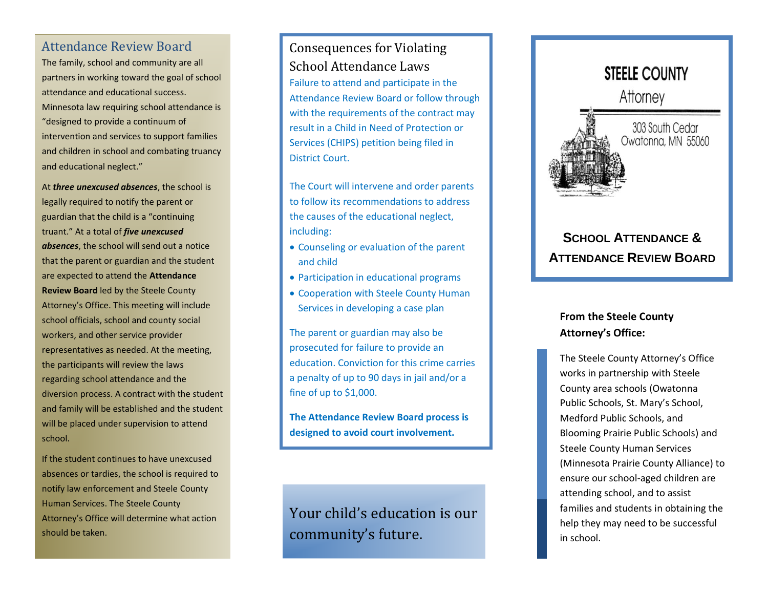## Attendance Review Board

The family, school and community are all partners in working toward the goal of school attendance and educational success. Minnesota law requiring school attendance is "designed to provide a continuum of intervention and services to support families and children in school and combating truancy and educational neglect."

At ***three unexcused absences***, the school is legally required to notify the parent or guardian that the child is a "continuing truant." At a total of ***five unexcused absences***, the school will send out a notice that the parent or guardian and the student are expected to attend the **Attendance Review Board** led by the Steele County Attorney's Office. This meeting will include school officials, school and county social workers, and other service provider representatives as needed. At the meeting, the participants will review the laws regarding school attendance and the diversion process. A contract with the student and family will be established and the student will be placed under supervision to attend school.

If the student continues to have unexcused absences or tardies, the school is required to notify law enforcement and Steele County Human Services. The Steele County Attorney's Office will determine what action should be taken.

## Consequences for Violating School Attendance Laws

Failure to attend and participate in the Attendance Review Board or follow through with the requirements of the contract may result in a Child in Need of Protection or Services (CHIPS) petition being filed in District Court.

The Court will intervene and order parents to follow its recommendations to address the causes of the educational neglect, including:

- Counseling or evaluation of the parent and child
- Participation in educational programs
- Cooperation with Steele County Human Services in developing a case plan

The parent or guardian may also be prosecuted for failure to provide an education. Conviction for this crime carries a penalty of up to 90 days in jail and/or a fine of up to $1,000.

**The Attendance Review Board process is designed to avoid court involvement.**

Your child's education is our community's future.

STEELE COUNTY
Attorney
303 South Cedar
Owatonna, MN 55060

# SCHOOL ATTENDANCE & ATTENDANCE REVIEW BOARD

**From the Steele County Attorney's Office:**

The Steele County Attorney's Office works in partnership with Steele County area schools (Owatonna Public Schools, St. Mary's School, Medford Public Schools, and Blooming Prairie Public Schools) and Steele County Human Services (Minnesota Prairie County Alliance) to ensure our school-aged children are attending school, and to assist families and students in obtaining the help they may need to be successful in school.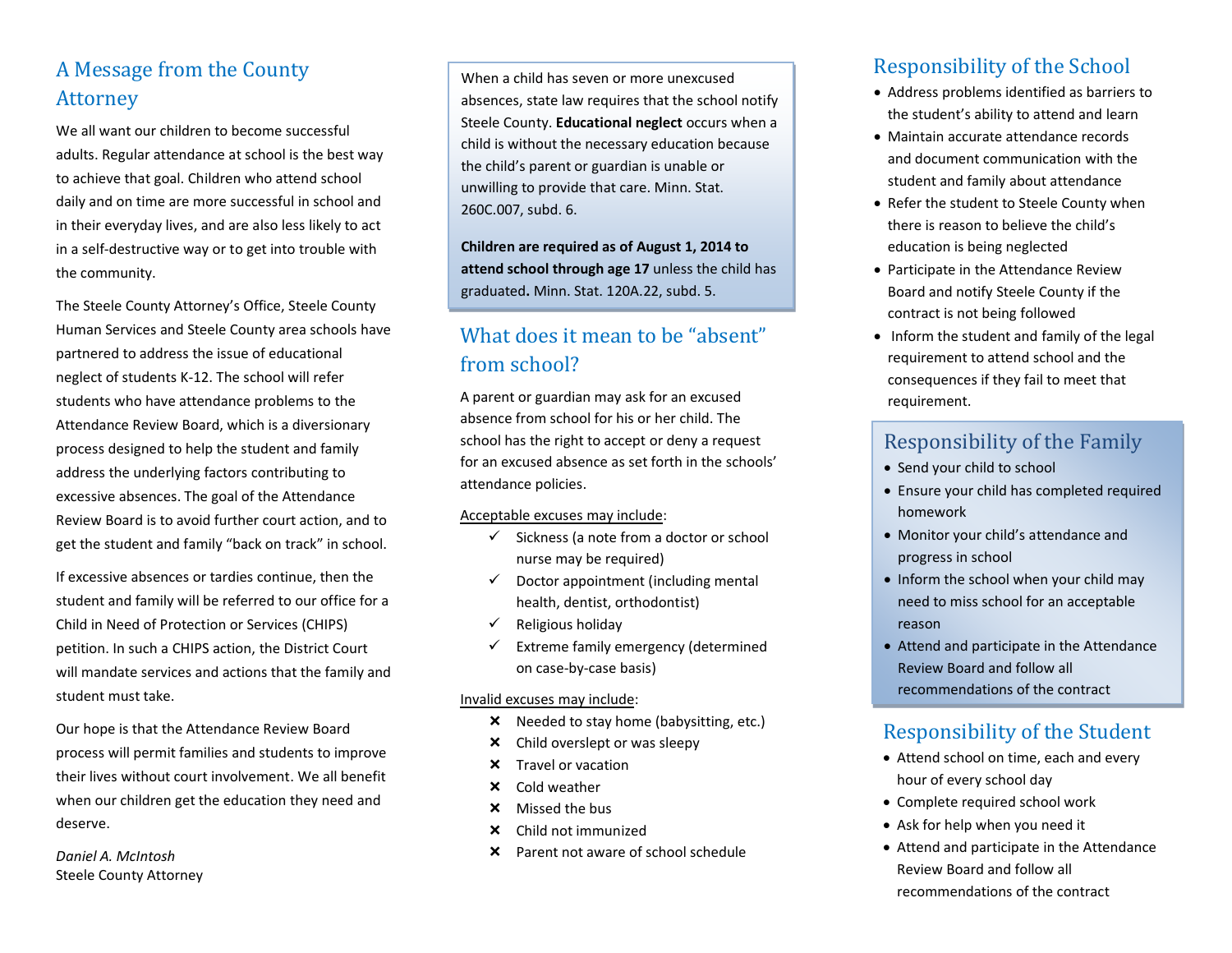## A Message from the County Attorney

We all want our children to become successful adults. Regular attendance at school is the best way to achieve that goal. Children who attend school daily and on time are more successful in school and in their everyday lives, and are also less likely to act in a self-destructive way or to get into trouble with the community.

The Steele County Attorney's Office, Steele County Human Services and Steele County area schools have partnered to address the issue of educational neglect of students K-12. The school will refer students who have attendance problems to the Attendance Review Board, which is a diversionary process designed to help the student and family address the underlying factors contributing to excessive absences. The goal of the Attendance Review Board is to avoid further court action, and to get the student and family "back on track" in school.

If excessive absences or tardies continue, then the student and family will be referred to our office for a Child in Need of Protection or Services (CHIPS) petition. In such a CHIPS action, the District Court will mandate services and actions that the family and student must take.

Our hope is that the Attendance Review Board process will permit families and students to improve their lives without court involvement. We all benefit when our children get the education they need and deserve.

*Daniel A. McIntosh*
Steele County Attorney

When a child has seven or more unexcused absences, state law requires that the school notify Steele County. **Educational neglect** occurs when a child is without the necessary education because the child's parent or guardian is unable or unwilling to provide that care. Minn. Stat. 260C.007, subd. 6.

**Children are required as of August 1, 2014 to attend school through age 17** unless the child has graduated**.** Minn. Stat. 120A.22, subd. 5.

## What does it mean to be "absent" from school?

A parent or guardian may ask for an excused absence from school for his or her child. The school has the right to accept or deny a request for an excused absence as set forth in the schools' attendance policies.

Acceptable excuses may include:

- ✓ Sickness (a note from a doctor or school nurse may be required)
- ✓ Doctor appointment (including mental health, dentist, orthodontist)
- ✓ Religious holiday
- ✓ Extreme family emergency (determined on case-by-case basis)

Invalid excuses may include:

- ✗ Needed to stay home (babysitting, etc.)
- ✗ Child overslept or was sleepy
- ✗ Travel or vacation
- ✗ Cold weather
- ✗ Missed the bus
- ✗ Child not immunized
- ✗ Parent not aware of school schedule

## Responsibility of the School

- Address problems identified as barriers to the student's ability to attend and learn
- Maintain accurate attendance records and document communication with the student and family about attendance
- Refer the student to Steele County when there is reason to believe the child's education is being neglected
- Participate in the Attendance Review Board and notify Steele County if the contract is not being followed
- Inform the student and family of the legal requirement to attend school and the consequences if they fail to meet that requirement.

## Responsibility of the Family

- Send your child to school
- Ensure your child has completed required homework
- Monitor your child's attendance and progress in school
- Inform the school when your child may need to miss school for an acceptable reason
- Attend and participate in the Attendance Review Board and follow all recommendations of the contract

## Responsibility of the Student

- Attend school on time, each and every hour of every school day
- Complete required school work
- Ask for help when you need it
- Attend and participate in the Attendance Review Board and follow all recommendations of the contract